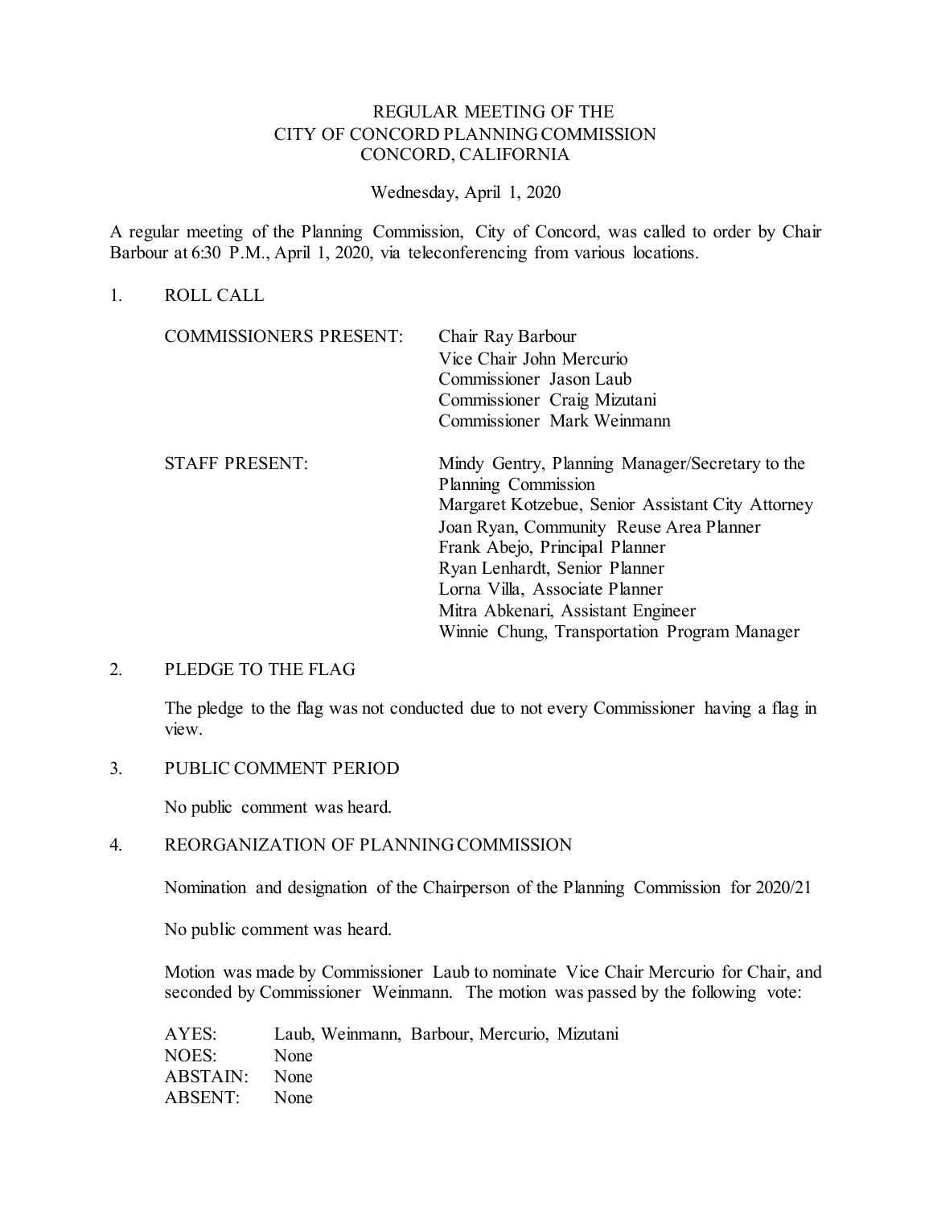# REGULAR MEETING OF THE CITY OF CONCORD PLANNING COMMISSION CONCORD, CALIFORNIA

Wednesday, April 1, 2020

A regular meeting of the Planning Commission, City of Concord, was called to order by Chair Barbour at 6:30 P.M., April 1, 2020, via teleconferencing from various locations.

## 1. ROLL CALL

| | |
|---|---|
| COMMISSIONERS PRESENT: | Chair Ray Barbour<br>Vice Chair John Mercurio<br>Commissioner Jason Laub<br>Commissioner Craig Mizutani<br>Commissioner Mark Weinmann |
| STAFF PRESENT: | Mindy Gentry, Planning Manager/Secretary to the Planning Commission<br>Margaret Kotzebue, Senior Assistant City Attorney<br>Joan Ryan, Community Reuse Area Planner<br>Frank Abejo, Principal Planner<br>Ryan Lenhardt, Senior Planner<br>Lorna Villa, Associate Planner<br>Mitra Abkenari, Assistant Engineer<br>Winnie Chung, Transportation Program Manager |

## 2. PLEDGE TO THE FLAG

The pledge to the flag was not conducted due to not every Commissioner having a flag in view.

## 3. PUBLIC COMMENT PERIOD

No public comment was heard.

## 4. REORGANIZATION OF PLANNING COMMISSION

Nomination and designation of the Chairperson of the Planning Commission for 2020/21

No public comment was heard.

Motion was made by Commissioner Laub to nominate Vice Chair Mercurio for Chair, and seconded by Commissioner Weinmann. The motion was passed by the following vote:

| | |
|---|---|
| AYES: | Laub, Weinmann, Barbour, Mercurio, Mizutani |
| NOES: | None |
| ABSTAIN: | None |
| ABSENT: | None |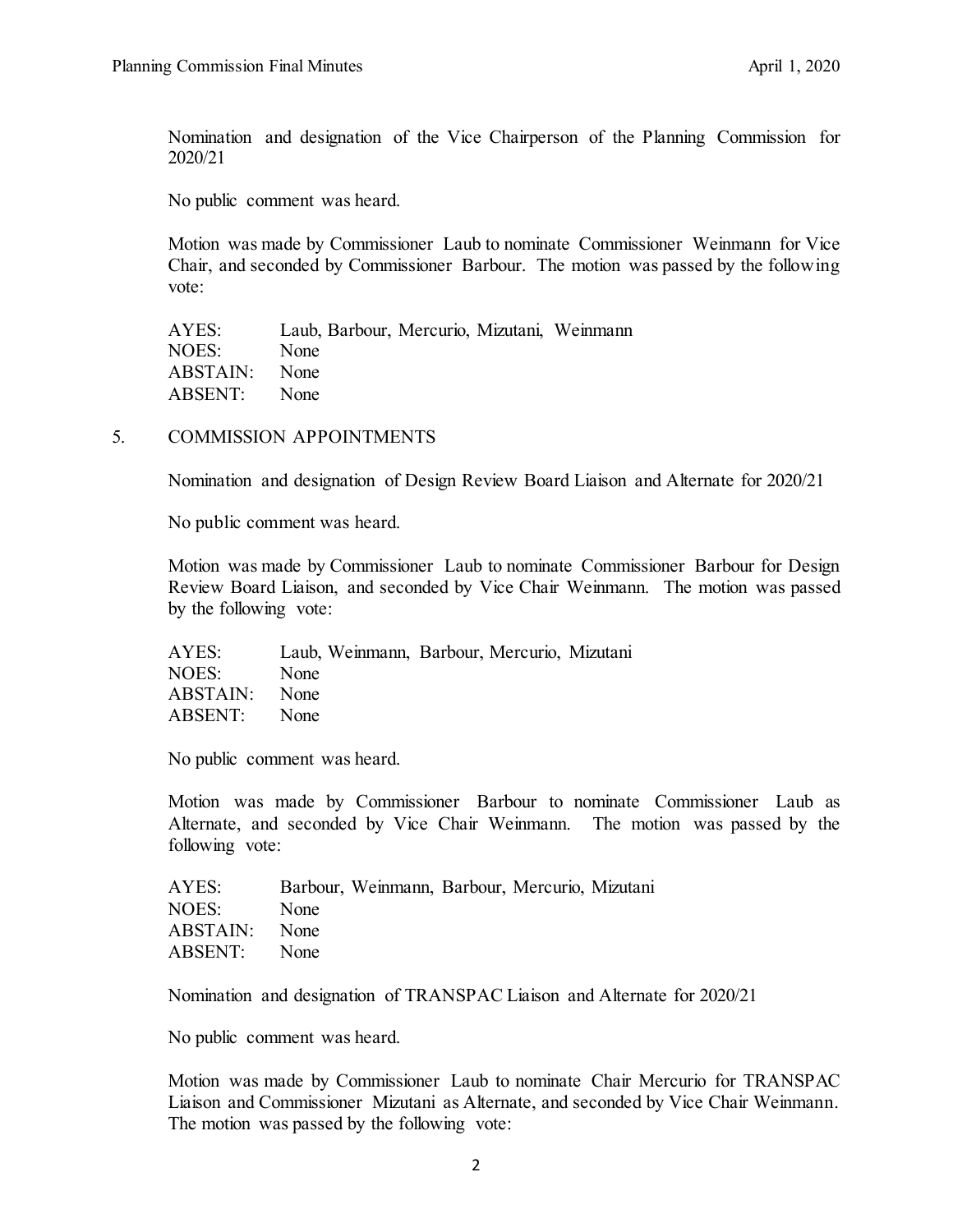Nomination and designation of the Vice Chairperson of the Planning Commission for 2020/21

No public comment was heard.

Motion was made by Commissioner Laub to nominate Commissioner Weinmann for Vice Chair, and seconded by Commissioner Barbour. The motion was passed by the following vote:

| | |
|---|---|
| AYES: | Laub, Barbour, Mercurio, Mizutani, Weinmann |
| NOES: | None |
| ABSTAIN: | None |
| ABSENT: | None |

5. COMMISSION APPOINTMENTS

Nomination and designation of Design Review Board Liaison and Alternate for 2020/21

No public comment was heard.

Motion was made by Commissioner Laub to nominate Commissioner Barbour for Design Review Board Liaison, and seconded by Vice Chair Weinmann. The motion was passed by the following vote:

| | |
|---|---|
| AYES: | Laub, Weinmann, Barbour, Mercurio, Mizutani |
| NOES: | None |
| ABSTAIN: | None |
| ABSENT: | None |

No public comment was heard.

Motion was made by Commissioner Barbour to nominate Commissioner Laub as Alternate, and seconded by Vice Chair Weinmann. The motion was passed by the following vote:

| | |
|---|---|
| AYES: | Barbour, Weinmann, Barbour, Mercurio, Mizutani |
| NOES: | None |
| ABSTAIN: | None |
| ABSENT: | None |

Nomination and designation of TRANSPAC Liaison and Alternate for 2020/21

No public comment was heard.

Motion was made by Commissioner Laub to nominate Chair Mercurio for TRANSPAC Liaison and Commissioner Mizutani as Alternate, and seconded by Vice Chair Weinmann. The motion was passed by the following vote: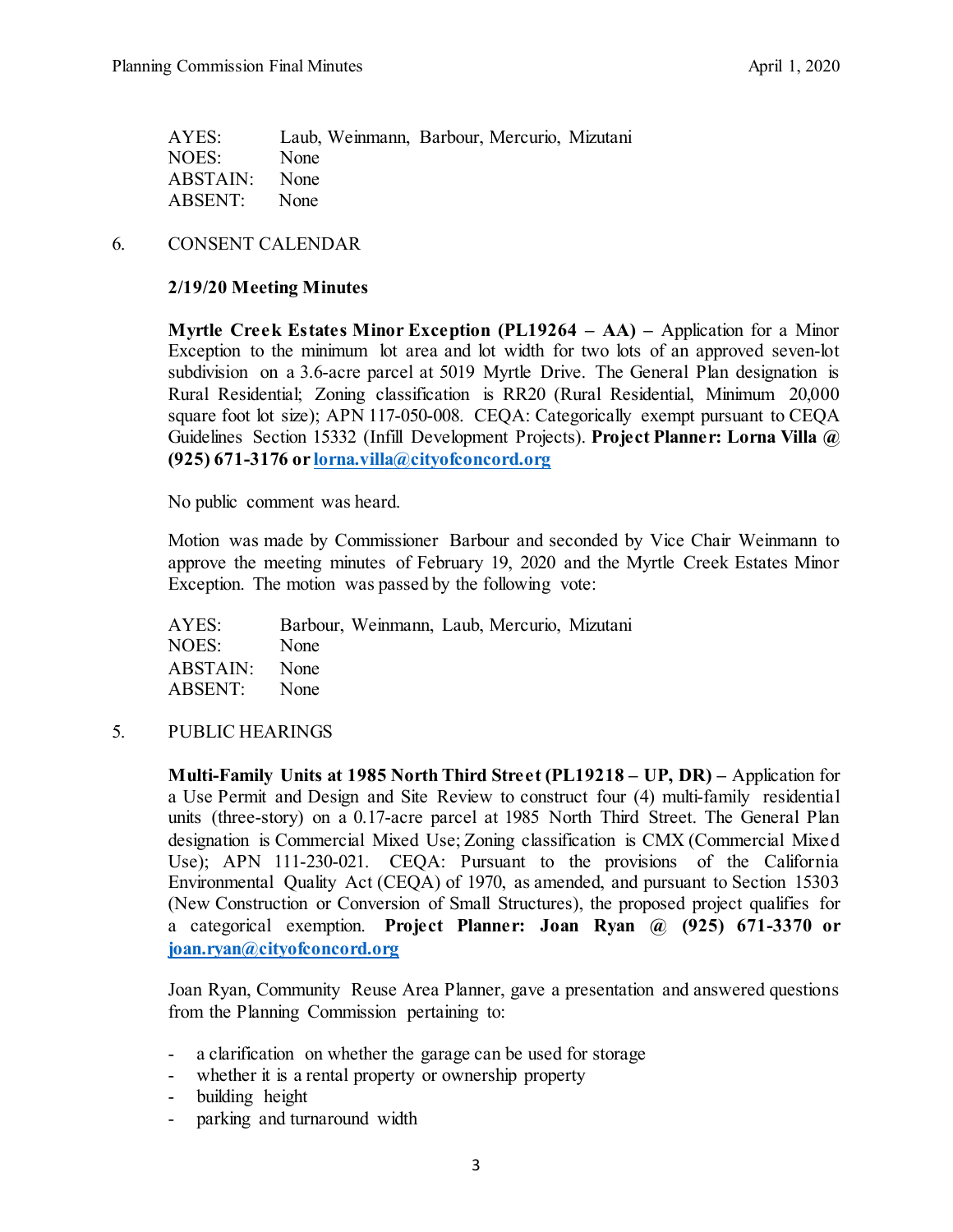AYES: Laub, Weinmann, Barbour, Mercurio, Mizutani
NOES: None
ABSTAIN: None
ABSENT: None

6. CONSENT CALENDAR

**2/19/20 Meeting Minutes**

**Myrtle Creek Estates Minor Exception (PL19264 – AA) –** Application for a Minor Exception to the minimum lot area and lot width for two lots of an approved seven-lot subdivision on a 3.6-acre parcel at 5019 Myrtle Drive. The General Plan designation is Rural Residential; Zoning classification is RR20 (Rural Residential, Minimum 20,000 square foot lot size); APN 117-050-008. CEQA: Categorically exempt pursuant to CEQA Guidelines Section 15332 (Infill Development Projects). **Project Planner: Lorna Villa @ (925) 671-3176 or lorna.villa@cityofconcord.org**

No public comment was heard.

Motion was made by Commissioner Barbour and seconded by Vice Chair Weinmann to approve the meeting minutes of February 19, 2020 and the Myrtle Creek Estates Minor Exception. The motion was passed by the following vote:

AYES: Barbour, Weinmann, Laub, Mercurio, Mizutani
NOES: None
ABSTAIN: None
ABSENT: None

5. PUBLIC HEARINGS

**Multi-Family Units at 1985 North Third Street (PL19218 – UP, DR) –** Application for a Use Permit and Design and Site Review to construct four (4) multi-family residential units (three-story) on a 0.17-acre parcel at 1985 North Third Street. The General Plan designation is Commercial Mixed Use; Zoning classification is CMX (Commercial Mixed Use); APN 111-230-021. CEQA: Pursuant to the provisions of the California Environmental Quality Act (CEQA) of 1970, as amended, and pursuant to Section 15303 (New Construction or Conversion of Small Structures), the proposed project qualifies for a categorical exemption. **Project Planner: Joan Ryan @ (925) 671-3370 or joan.ryan@cityofconcord.org**

Joan Ryan, Community Reuse Area Planner, gave a presentation and answered questions from the Planning Commission pertaining to:

- a clarification on whether the garage can be used for storage
- whether it is a rental property or ownership property
- building height
- parking and turnaround width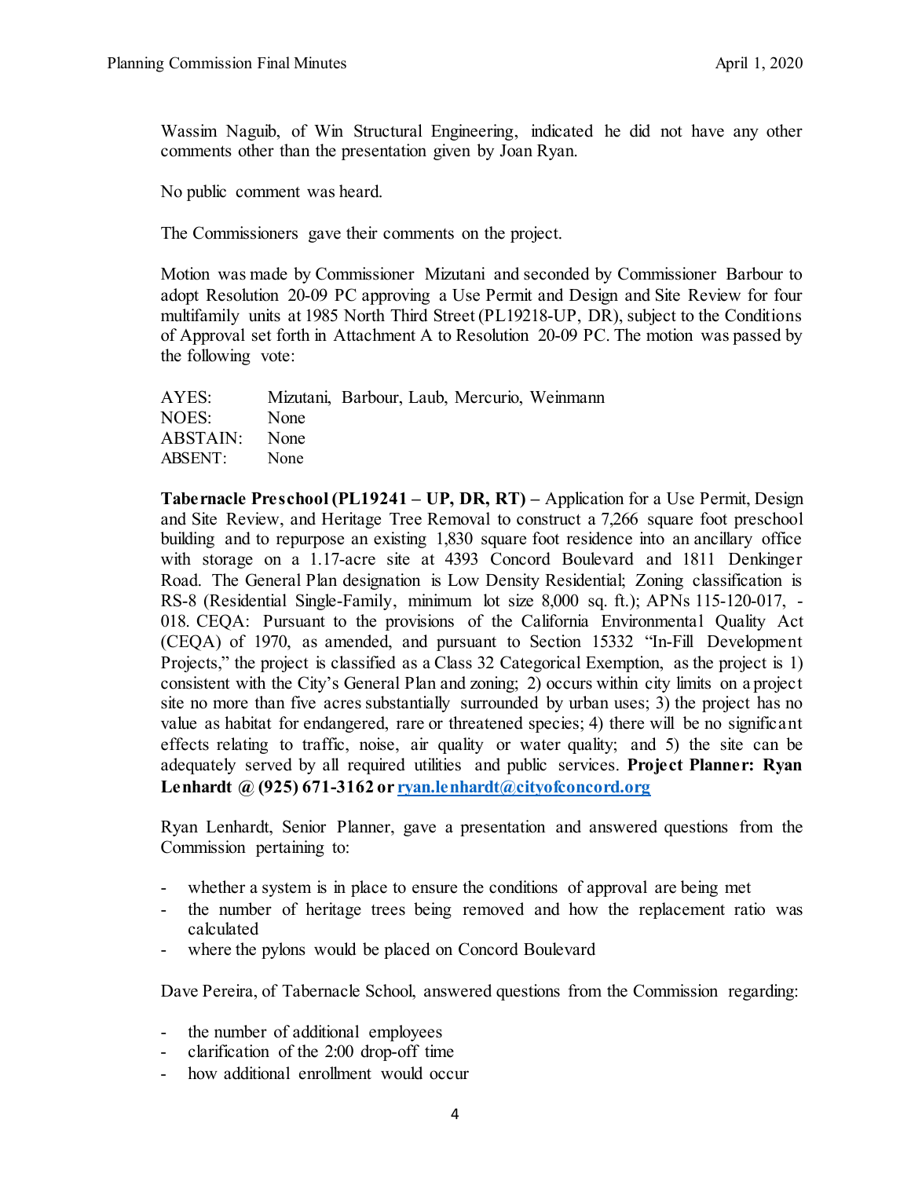Wassim Naguib, of Win Structural Engineering, indicated he did not have any other comments other than the presentation given by Joan Ryan.

No public comment was heard.

The Commissioners gave their comments on the project.

Motion was made by Commissioner Mizutani and seconded by Commissioner Barbour to adopt Resolution 20-09 PC approving a Use Permit and Design and Site Review for four multifamily units at 1985 North Third Street (PL19218-UP, DR), subject to the Conditions of Approval set forth in Attachment A to Resolution 20-09 PC. The motion was passed by the following vote:

| | |
|---|---|
| AYES: | Mizutani, Barbour, Laub, Mercurio, Weinmann |
| NOES: | None |
| ABSTAIN: | None |
| ABSENT: | None |

**Tabernacle Preschool (PL19241 – UP, DR, RT) –** Application for a Use Permit, Design and Site Review, and Heritage Tree Removal to construct a 7,266 square foot preschool building and to repurpose an existing 1,830 square foot residence into an ancillary office with storage on a 1.17-acre site at 4393 Concord Boulevard and 1811 Denkinger Road. The General Plan designation is Low Density Residential; Zoning classification is RS-8 (Residential Single-Family, minimum lot size 8,000 sq. ft.); APNs 115-120-017, -018. CEQA: Pursuant to the provisions of the California Environmental Quality Act (CEQA) of 1970, as amended, and pursuant to Section 15332 "In-Fill Development Projects," the project is classified as a Class 32 Categorical Exemption, as the project is 1) consistent with the City's General Plan and zoning; 2) occurs within city limits on a project site no more than five acres substantially surrounded by urban uses; 3) the project has no value as habitat for endangered, rare or threatened species; 4) there will be no significant effects relating to traffic, noise, air quality or water quality; and 5) the site can be adequately served by all required utilities and public services. **Project Planner: Ryan Lenhardt @ (925) 671-3162 or ryan.lenhardt@cityofconcord.org**

Ryan Lenhardt, Senior Planner, gave a presentation and answered questions from the Commission pertaining to:

- whether a system is in place to ensure the conditions of approval are being met
- the number of heritage trees being removed and how the replacement ratio was calculated
- where the pylons would be placed on Concord Boulevard

Dave Pereira, of Tabernacle School, answered questions from the Commission regarding:

- the number of additional employees
- clarification of the 2:00 drop-off time
- how additional enrollment would occur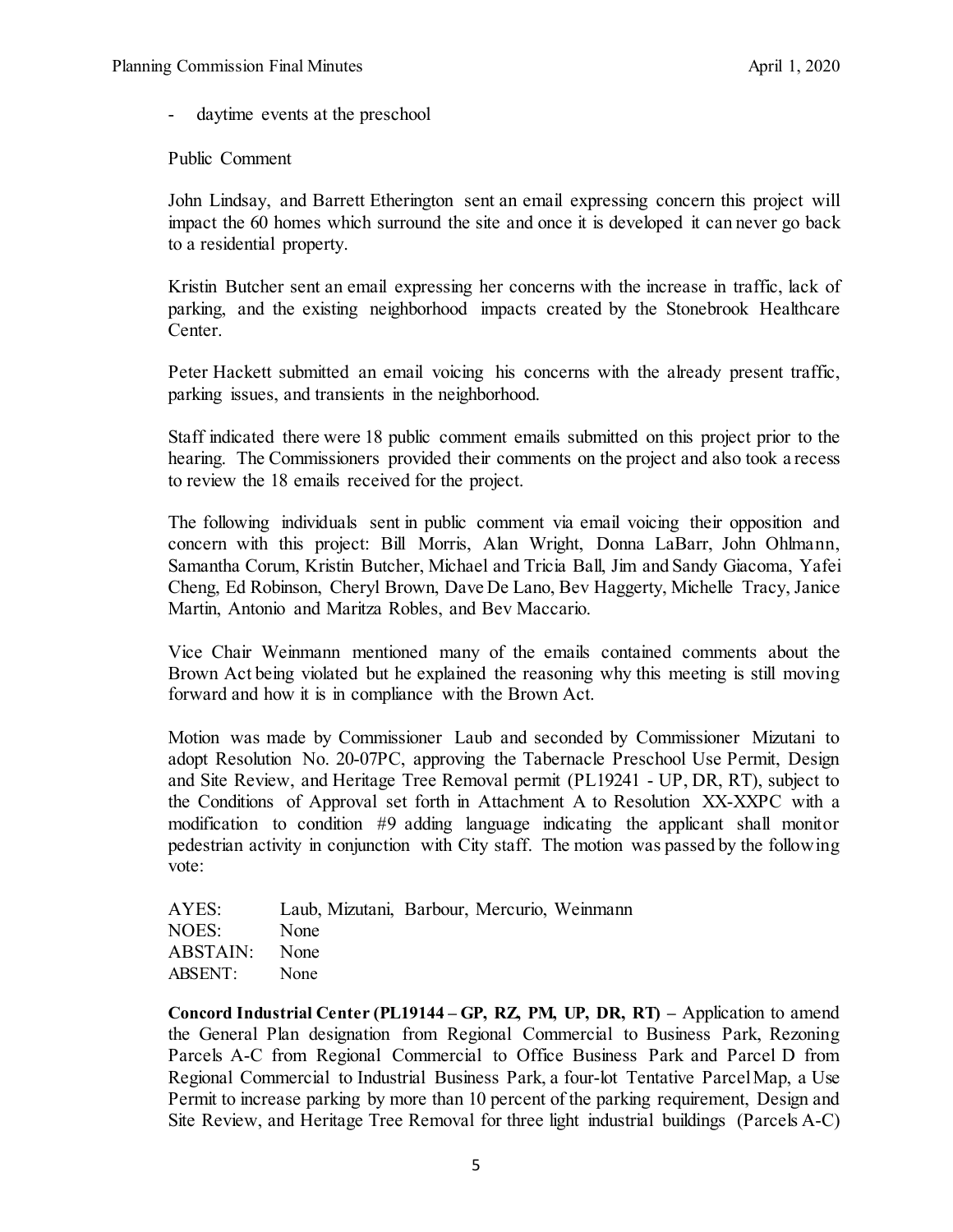- daytime events at the preschool

Public Comment

John Lindsay, and Barrett Etherington sent an email expressing concern this project will impact the 60 homes which surround the site and once it is developed it can never go back to a residential property.

Kristin Butcher sent an email expressing her concerns with the increase in traffic, lack of parking, and the existing neighborhood impacts created by the Stonebrook Healthcare Center.

Peter Hackett submitted an email voicing his concerns with the already present traffic, parking issues, and transients in the neighborhood.

Staff indicated there were 18 public comment emails submitted on this project prior to the hearing. The Commissioners provided their comments on the project and also took a recess to review the 18 emails received for the project.

The following individuals sent in public comment via email voicing their opposition and concern with this project: Bill Morris, Alan Wright, Donna LaBarr, John Ohlmann, Samantha Corum, Kristin Butcher, Michael and Tricia Ball, Jim and Sandy Giacoma, Yafei Cheng, Ed Robinson, Cheryl Brown, Dave De Lano, Bev Haggerty, Michelle Tracy, Janice Martin, Antonio and Maritza Robles, and Bev Maccario.

Vice Chair Weinmann mentioned many of the emails contained comments about the Brown Act being violated but he explained the reasoning why this meeting is still moving forward and how it is in compliance with the Brown Act.

Motion was made by Commissioner Laub and seconded by Commissioner Mizutani to adopt Resolution No. 20-07PC, approving the Tabernacle Preschool Use Permit, Design and Site Review, and Heritage Tree Removal permit (PL19241 - UP, DR, RT), subject to the Conditions of Approval set forth in Attachment A to Resolution XX-XXPC with a modification to condition #9 adding language indicating the applicant shall monitor pedestrian activity in conjunction with City staff. The motion was passed by the following vote:

AYES: Laub, Mizutani, Barbour, Mercurio, Weinmann
NOES: None
ABSTAIN: None
ABSENT: None

**Concord Industrial Center (PL19144 – GP, RZ, PM, UP, DR, RT) –** Application to amend the General Plan designation from Regional Commercial to Business Park, Rezoning Parcels A-C from Regional Commercial to Office Business Park and Parcel D from Regional Commercial to Industrial Business Park, a four-lot Tentative Parcel Map, a Use Permit to increase parking by more than 10 percent of the parking requirement, Design and Site Review, and Heritage Tree Removal for three light industrial buildings (Parcels A-C)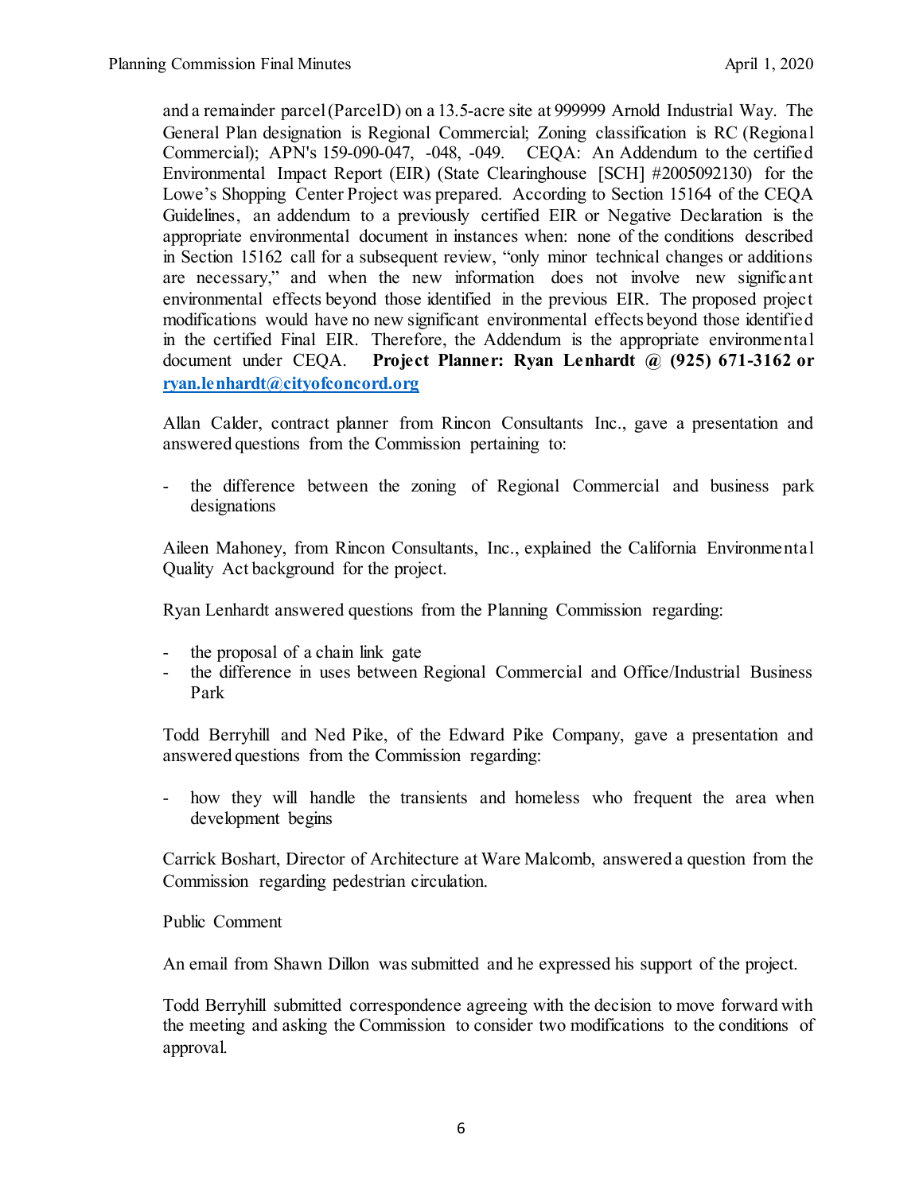and a remainder parcel (Parcel D) on a 13.5-acre site at 999999 Arnold Industrial Way. The General Plan designation is Regional Commercial; Zoning classification is RC (Regional Commercial); APN's 159-090-047, -048, -049. CEQA: An Addendum to the certified Environmental Impact Report (EIR) (State Clearinghouse [SCH] #2005092130) for the Lowe's Shopping Center Project was prepared. According to Section 15164 of the CEQA Guidelines, an addendum to a previously certified EIR or Negative Declaration is the appropriate environmental document in instances when: none of the conditions described in Section 15162 call for a subsequent review, "only minor technical changes or additions are necessary," and when the new information does not involve new significant environmental effects beyond those identified in the previous EIR. The proposed project modifications would have no new significant environmental effects beyond those identified in the certified Final EIR. Therefore, the Addendum is the appropriate environmental document under CEQA. **Project Planner: Ryan Lenhardt @ (925) 671-3162 or [ryan.lenhardt@cityofconcord.org](mailto:ryan.lenhardt@cityofconcord.org)**

Allan Calder, contract planner from Rincon Consultants Inc., gave a presentation and answered questions from the Commission pertaining to:

- the difference between the zoning of Regional Commercial and business park designations

Aileen Mahoney, from Rincon Consultants, Inc., explained the California Environmental Quality Act background for the project.

Ryan Lenhardt answered questions from the Planning Commission regarding:

- the proposal of a chain link gate
- the difference in uses between Regional Commercial and Office/Industrial Business Park

Todd Berryhill and Ned Pike, of the Edward Pike Company, gave a presentation and answered questions from the Commission regarding:

- how they will handle the transients and homeless who frequent the area when development begins

Carrick Boshart, Director of Architecture at Ware Malcomb, answered a question from the Commission regarding pedestrian circulation.

Public Comment

An email from Shawn Dillon was submitted and he expressed his support of the project.

Todd Berryhill submitted correspondence agreeing with the decision to move forward with the meeting and asking the Commission to consider two modifications to the conditions of approval.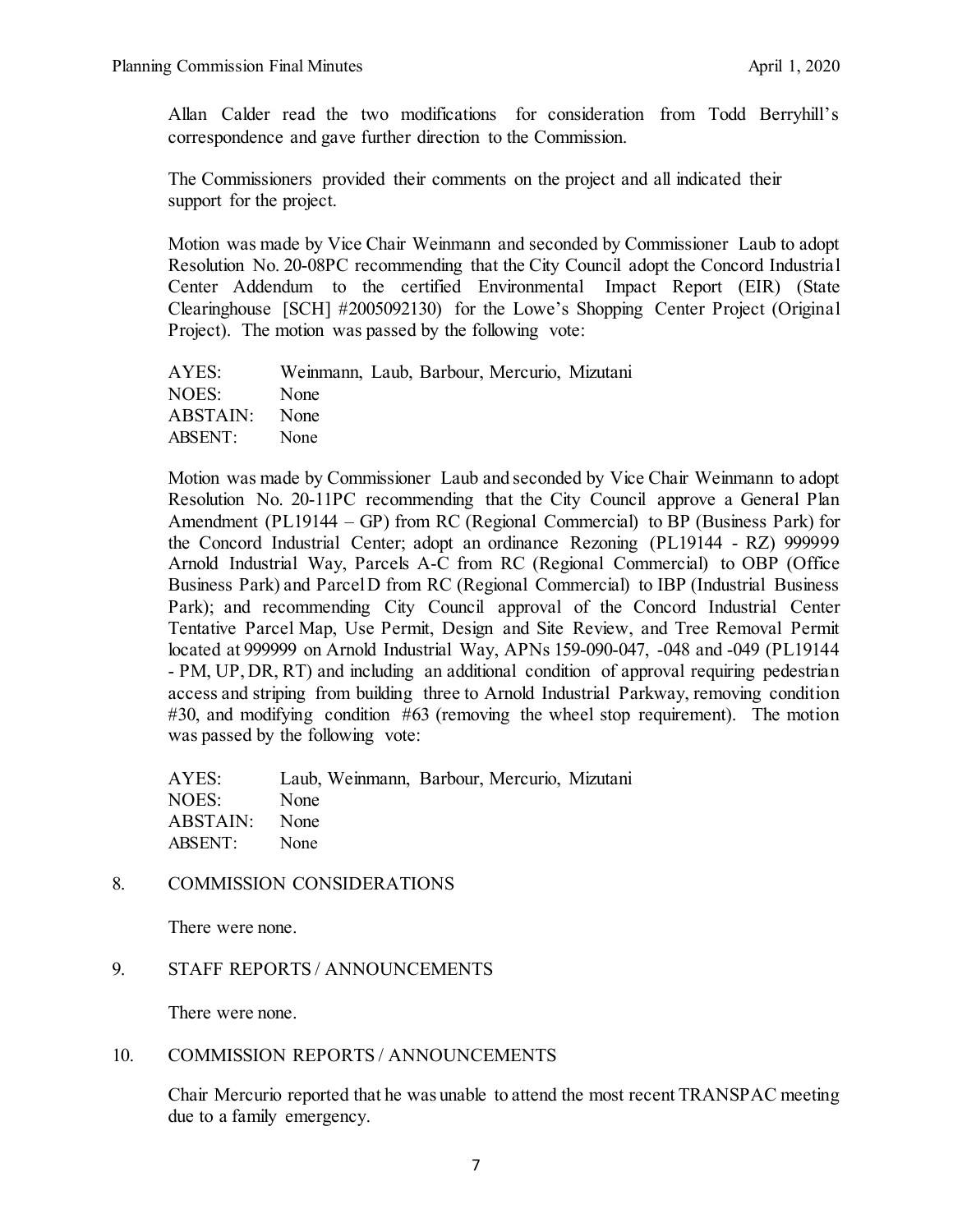Allan Calder read the two modifications for consideration from Todd Berryhill's correspondence and gave further direction to the Commission.

The Commissioners provided their comments on the project and all indicated their support for the project.

Motion was made by Vice Chair Weinmann and seconded by Commissioner Laub to adopt Resolution No. 20-08PC recommending that the City Council adopt the Concord Industrial Center Addendum to the certified Environmental Impact Report (EIR) (State Clearinghouse [SCH] #2005092130) for the Lowe's Shopping Center Project (Original Project). The motion was passed by the following vote:

| | |
|---|---|
| AYES: | Weinmann, Laub, Barbour, Mercurio, Mizutani |
| NOES: | None |
| ABSTAIN: | None |
| ABSENT: | None |

Motion was made by Commissioner Laub and seconded by Vice Chair Weinmann to adopt Resolution No. 20-11PC recommending that the City Council approve a General Plan Amendment (PL19144 – GP) from RC (Regional Commercial) to BP (Business Park) for the Concord Industrial Center; adopt an ordinance Rezoning (PL19144 - RZ) 999999 Arnold Industrial Way, Parcels A-C from RC (Regional Commercial) to OBP (Office Business Park) and Parcel D from RC (Regional Commercial) to IBP (Industrial Business Park); and recommending City Council approval of the Concord Industrial Center Tentative Parcel Map, Use Permit, Design and Site Review, and Tree Removal Permit located at 999999 on Arnold Industrial Way, APNs 159-090-047, -048 and -049 (PL19144 - PM, UP, DR, RT) and including an additional condition of approval requiring pedestrian access and striping from building three to Arnold Industrial Parkway, removing condition #30, and modifying condition #63 (removing the wheel stop requirement). The motion was passed by the following vote:

| | |
|---|---|
| AYES: | Laub, Weinmann, Barbour, Mercurio, Mizutani |
| NOES: | None |
| ABSTAIN: | None |
| ABSENT: | None |

8. COMMISSION CONSIDERATIONS

There were none.

9. STAFF REPORTS / ANNOUNCEMENTS

There were none.

10. COMMISSION REPORTS / ANNOUNCEMENTS

Chair Mercurio reported that he was unable to attend the most recent TRANSPAC meeting due to a family emergency.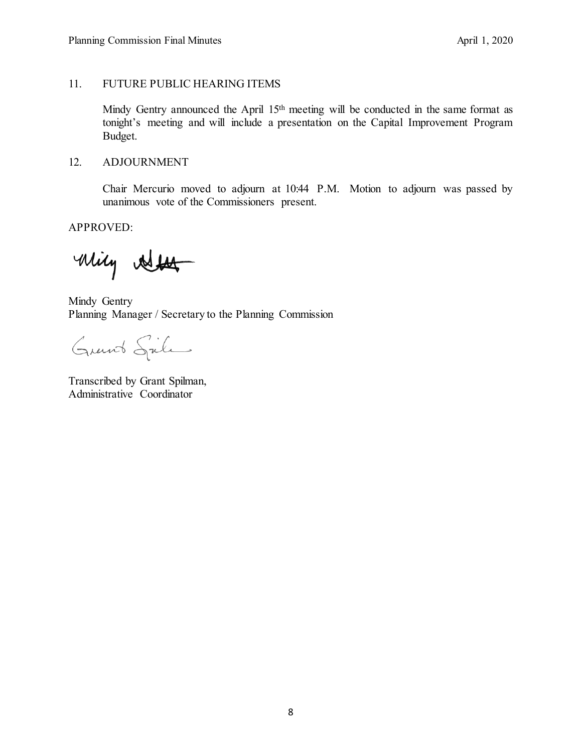## 11. FUTURE PUBLIC HEARING ITEMS

Mindy Gentry announced the April 15th meeting will be conducted in the same format as tonight's meeting and will include a presentation on the Capital Improvement Program Budget.

## 12. ADJOURNMENT

Chair Mercurio moved to adjourn at 10:44 P.M. Motion to adjourn was passed by unanimous vote of the Commissioners present.

APPROVED:

Mindy Gentry
Planning Manager / Secretary to the Planning Commission

Transcribed by Grant Spilman,
Administrative Coordinator